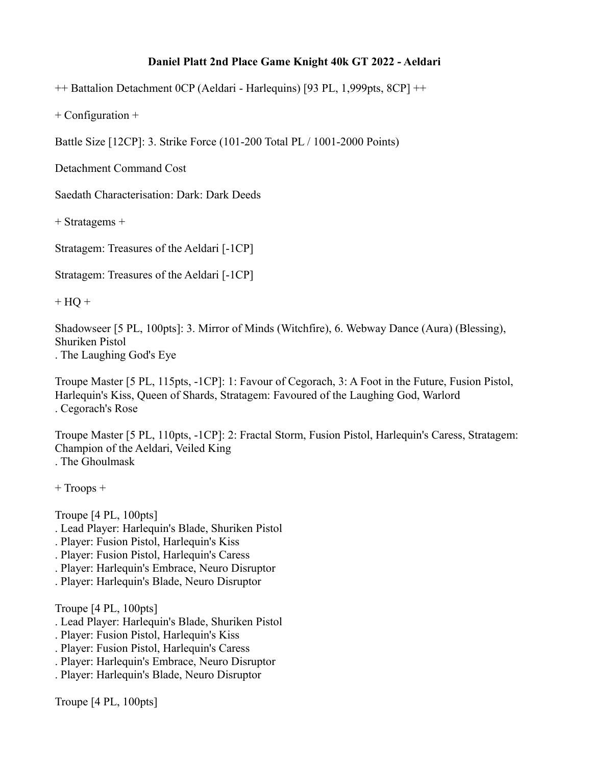# Daniel Platt 2nd Place Game Knight 40k GT 2022 - Aeldari

++ Battalion Detachment 0CP (Aeldari - Harlequins) [93 PL, 1,999pts, 8CP] ++

+ Configuration +

Battle Size [12CP]: 3. Strike Force (101-200 Total PL / 1001-2000 Points)

Detachment Command Cost

Saedath Characterisation: Dark: Dark Deeds

+ Stratagems +

Stratagem: Treasures of the Aeldari [-1CP]

Stratagem: Treasures of the Aeldari [-1CP]

+ HQ +

Shadowseer [5 PL, 100pts]: 3. Mirror of Minds (Witchfire), 6. Webway Dance (Aura) (Blessing), Shuriken Pistol
. The Laughing God's Eye

Troupe Master [5 PL, 115pts, -1CP]: 1: Favour of Cegorach, 3: A Foot in the Future, Fusion Pistol, Harlequin's Kiss, Queen of Shards, Stratagem: Favoured of the Laughing God, Warlord
. Cegorach's Rose

Troupe Master [5 PL, 110pts, -1CP]: 2: Fractal Storm, Fusion Pistol, Harlequin's Caress, Stratagem: Champion of the Aeldari, Veiled King
. The Ghoulmask

+ Troops +

Troupe [4 PL, 100pts]
. Lead Player: Harlequin's Blade, Shuriken Pistol
. Player: Fusion Pistol, Harlequin's Kiss
. Player: Fusion Pistol, Harlequin's Caress
. Player: Harlequin's Embrace, Neuro Disruptor
. Player: Harlequin's Blade, Neuro Disruptor

Troupe [4 PL, 100pts]
. Lead Player: Harlequin's Blade, Shuriken Pistol
. Player: Fusion Pistol, Harlequin's Kiss
. Player: Fusion Pistol, Harlequin's Caress
. Player: Harlequin's Embrace, Neuro Disruptor
. Player: Harlequin's Blade, Neuro Disruptor

Troupe [4 PL, 100pts]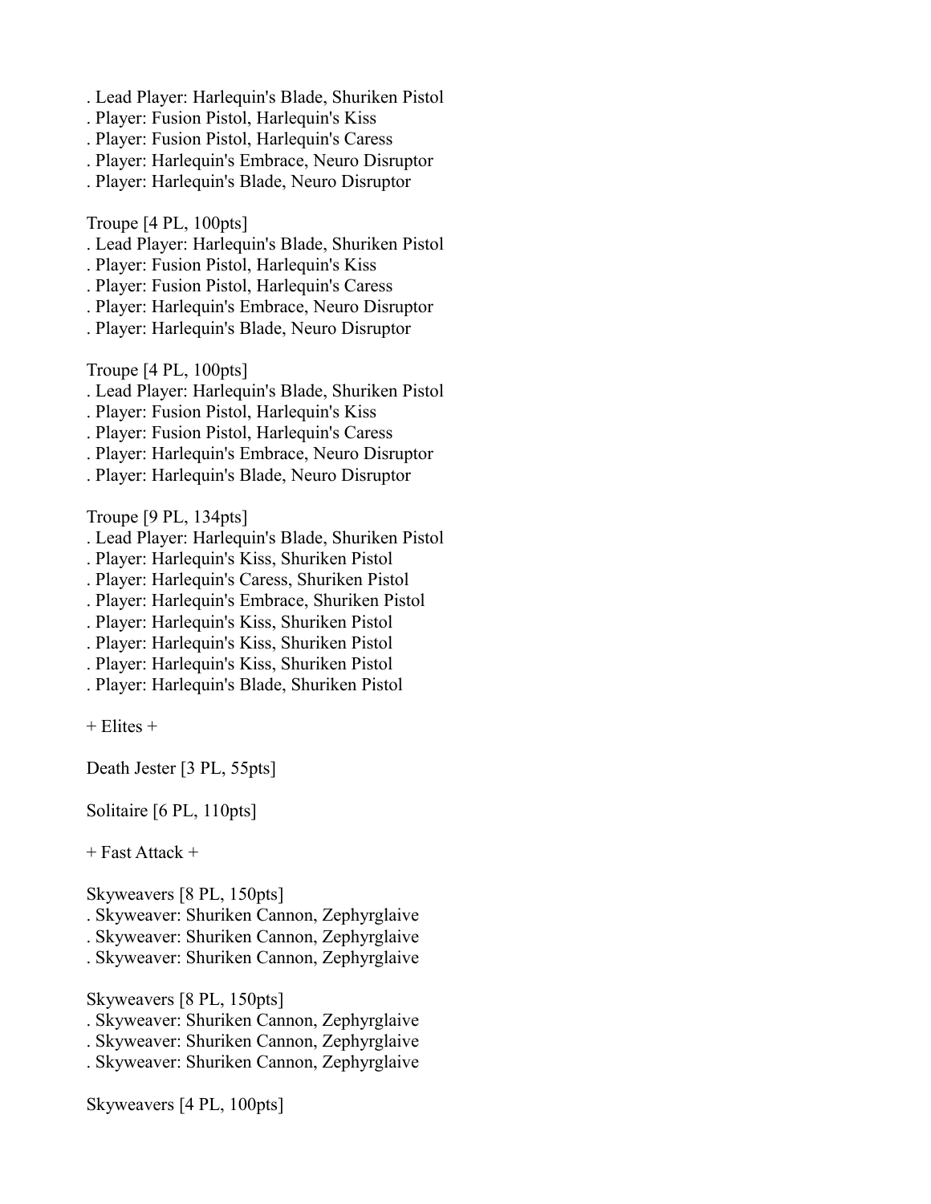. Lead Player: Harlequin's Blade, Shuriken Pistol
. Player: Fusion Pistol, Harlequin's Kiss
. Player: Fusion Pistol, Harlequin's Caress
. Player: Harlequin's Embrace, Neuro Disruptor
. Player: Harlequin's Blade, Neuro Disruptor

Troupe [4 PL, 100pts]
. Lead Player: Harlequin's Blade, Shuriken Pistol
. Player: Fusion Pistol, Harlequin's Kiss
. Player: Fusion Pistol, Harlequin's Caress
. Player: Harlequin's Embrace, Neuro Disruptor
. Player: Harlequin's Blade, Neuro Disruptor

Troupe [4 PL, 100pts]
. Lead Player: Harlequin's Blade, Shuriken Pistol
. Player: Fusion Pistol, Harlequin's Kiss
. Player: Fusion Pistol, Harlequin's Caress
. Player: Harlequin's Embrace, Neuro Disruptor
. Player: Harlequin's Blade, Neuro Disruptor

Troupe [9 PL, 134pts]
. Lead Player: Harlequin's Blade, Shuriken Pistol
. Player: Harlequin's Kiss, Shuriken Pistol
. Player: Harlequin's Caress, Shuriken Pistol
. Player: Harlequin's Embrace, Shuriken Pistol
. Player: Harlequin's Kiss, Shuriken Pistol
. Player: Harlequin's Kiss, Shuriken Pistol
. Player: Harlequin's Kiss, Shuriken Pistol
. Player: Harlequin's Blade, Shuriken Pistol

+ Elites +

Death Jester [3 PL, 55pts]

Solitaire [6 PL, 110pts]

+ Fast Attack +

Skyweavers [8 PL, 150pts]
. Skyweaver: Shuriken Cannon, Zephyrglaive
. Skyweaver: Shuriken Cannon, Zephyrglaive
. Skyweaver: Shuriken Cannon, Zephyrglaive

Skyweavers [8 PL, 150pts]
. Skyweaver: Shuriken Cannon, Zephyrglaive
. Skyweaver: Shuriken Cannon, Zephyrglaive
. Skyweaver: Shuriken Cannon, Zephyrglaive

Skyweavers [4 PL, 100pts]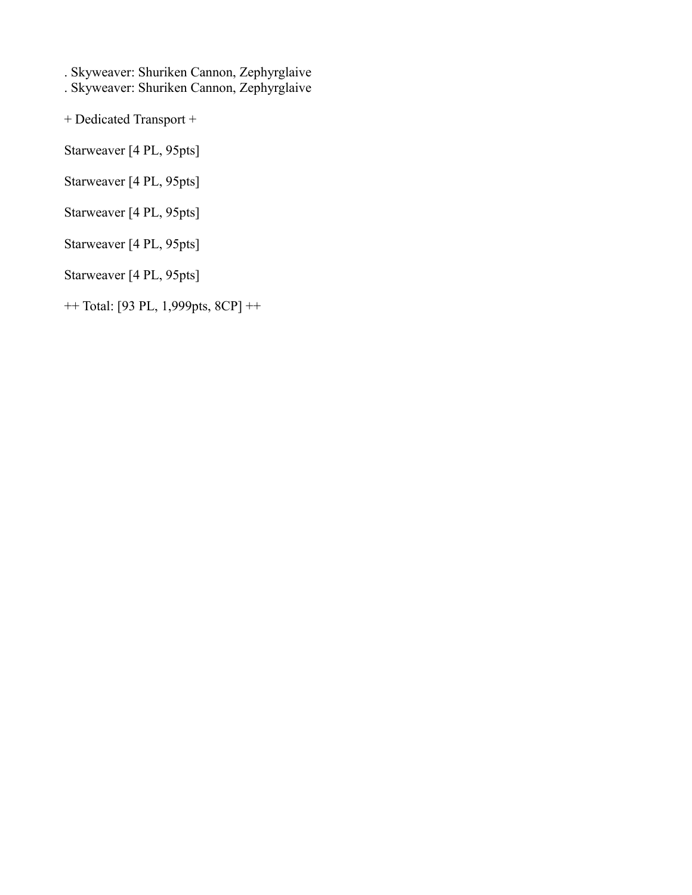. Skyweaver: Shuriken Cannon, Zephyrglaive
. Skyweaver: Shuriken Cannon, Zephyrglaive

+ Dedicated Transport +

Starweaver [4 PL, 95pts]

Starweaver [4 PL, 95pts]

Starweaver [4 PL, 95pts]

Starweaver [4 PL, 95pts]

Starweaver [4 PL, 95pts]

++ Total: [93 PL, 1,999pts, 8CP] ++